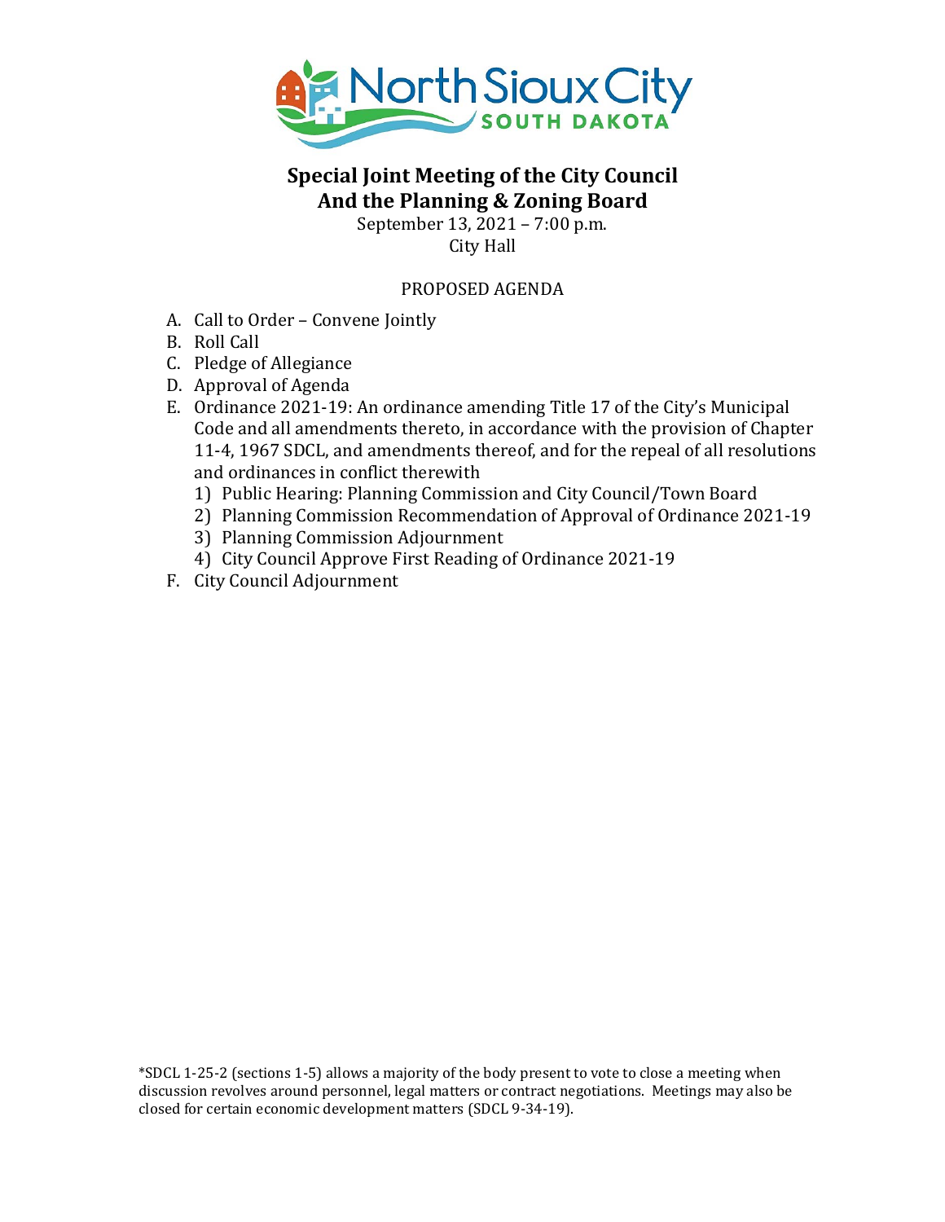# Special Joint Meeting of the City Council And the Planning & Zoning Board

September 13, 2021 – 7:00 p.m.
City Hall

PROPOSED AGENDA

A. Call to Order – Convene Jointly
B. Roll Call
C. Pledge of Allegiance
D. Approval of Agenda
E. Ordinance 2021-19: An ordinance amending Title 17 of the City's Municipal Code and all amendments thereto, in accordance with the provision of Chapter 11-4, 1967 SDCL, and amendments thereof, and for the repeal of all resolutions and ordinances in conflict therewith
   1) Public Hearing: Planning Commission and City Council/Town Board
   2) Planning Commission Recommendation of Approval of Ordinance 2021-19
   3) Planning Commission Adjournment
   4) City Council Approve First Reading of Ordinance 2021-19
F. City Council Adjournment

*SDCL 1-25-2 (sections 1-5) allows a majority of the body present to vote to close a meeting when discussion revolves around personnel, legal matters or contract negotiations. Meetings may also be closed for certain economic development matters (SDCL 9-34-19).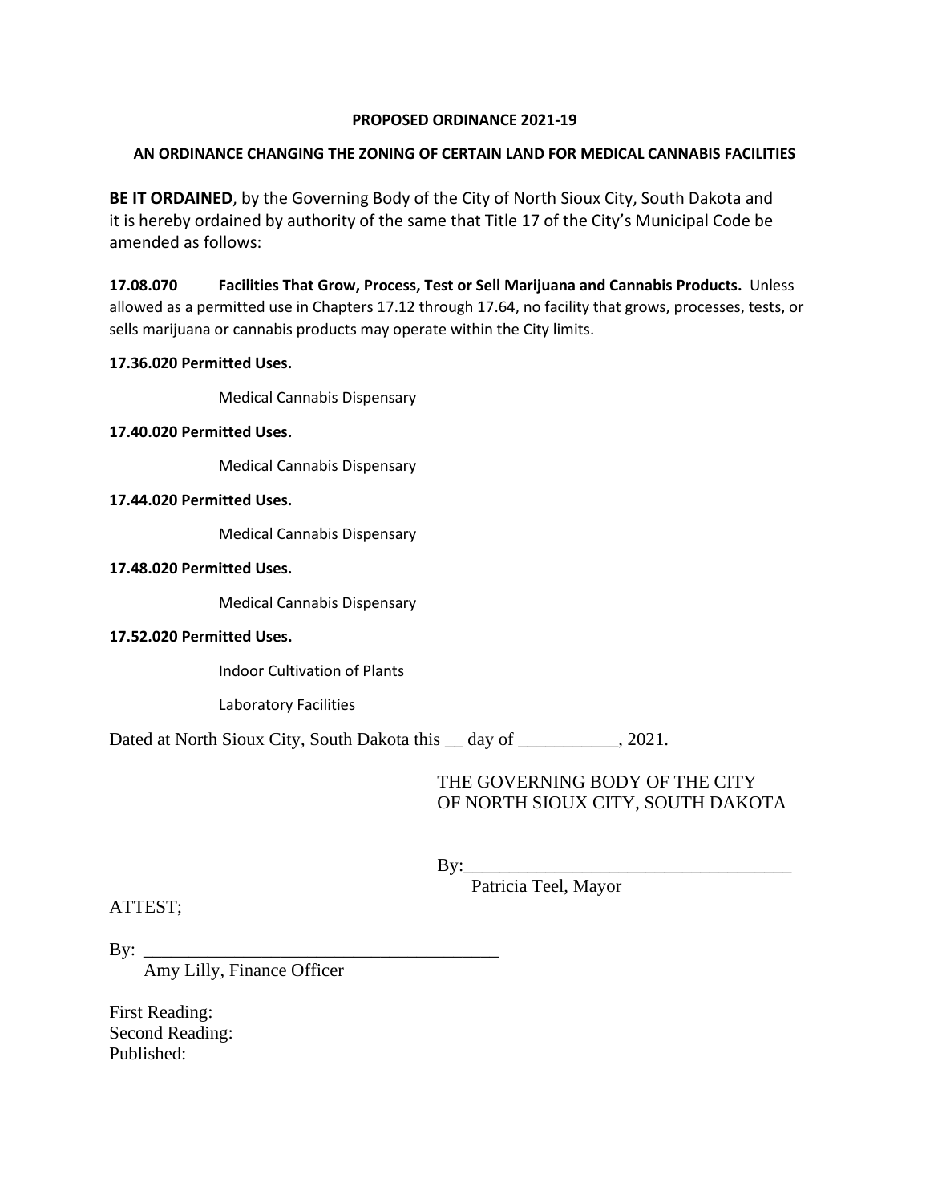**PROPOSED ORDINANCE 2021-19**

**AN ORDINANCE CHANGING THE ZONING OF CERTAIN LAND FOR MEDICAL CANNABIS FACILITIES**

**BE IT ORDAINED**, by the Governing Body of the City of North Sioux City, South Dakota and it is hereby ordained by authority of the same that Title 17 of the City's Municipal Code be amended as follows:

**17.08.070 Facilities That Grow, Process, Test or Sell Marijuana and Cannabis Products.** Unless allowed as a permitted use in Chapters 17.12 through 17.64, no facility that grows, processes, tests, or sells marijuana or cannabis products may operate within the City limits.

**17.36.020 Permitted Uses.**

Medical Cannabis Dispensary

**17.40.020 Permitted Uses.**

Medical Cannabis Dispensary

**17.44.020 Permitted Uses.**

Medical Cannabis Dispensary

**17.48.020 Permitted Uses.**

Medical Cannabis Dispensary

**17.52.020 Permitted Uses.**

Indoor Cultivation of Plants

Laboratory Facilities

Dated at North Sioux City, South Dakota this __ day of ___________, 2021.

THE GOVERNING BODY OF THE CITY
OF NORTH SIOUX CITY, SOUTH DAKOTA

By:____________________________________
Patricia Teel, Mayor

ATTEST;

By: ________________________________________
Amy Lilly, Finance Officer

First Reading:
Second Reading:
Published: